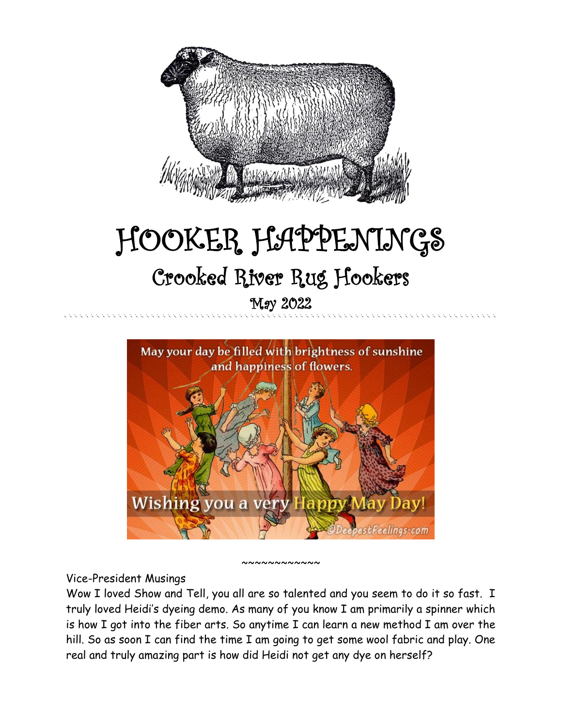# HOOKER HAPPENINGS

## Crooked River Rug Hookers

May 2022

~~~~~~~~~~~~~

Vice-President Musings

Wow I loved Show and Tell, you all are so talented and you seem to do it so fast. I truly loved Heidi's dyeing demo. As many of you know I am primarily a spinner which is how I got into the fiber arts. So anytime I can learn a new method I am over the hill. So as soon I can find the time I am going to get some wool fabric and play. One real and truly amazing part is how did Heidi not get any dye on herself?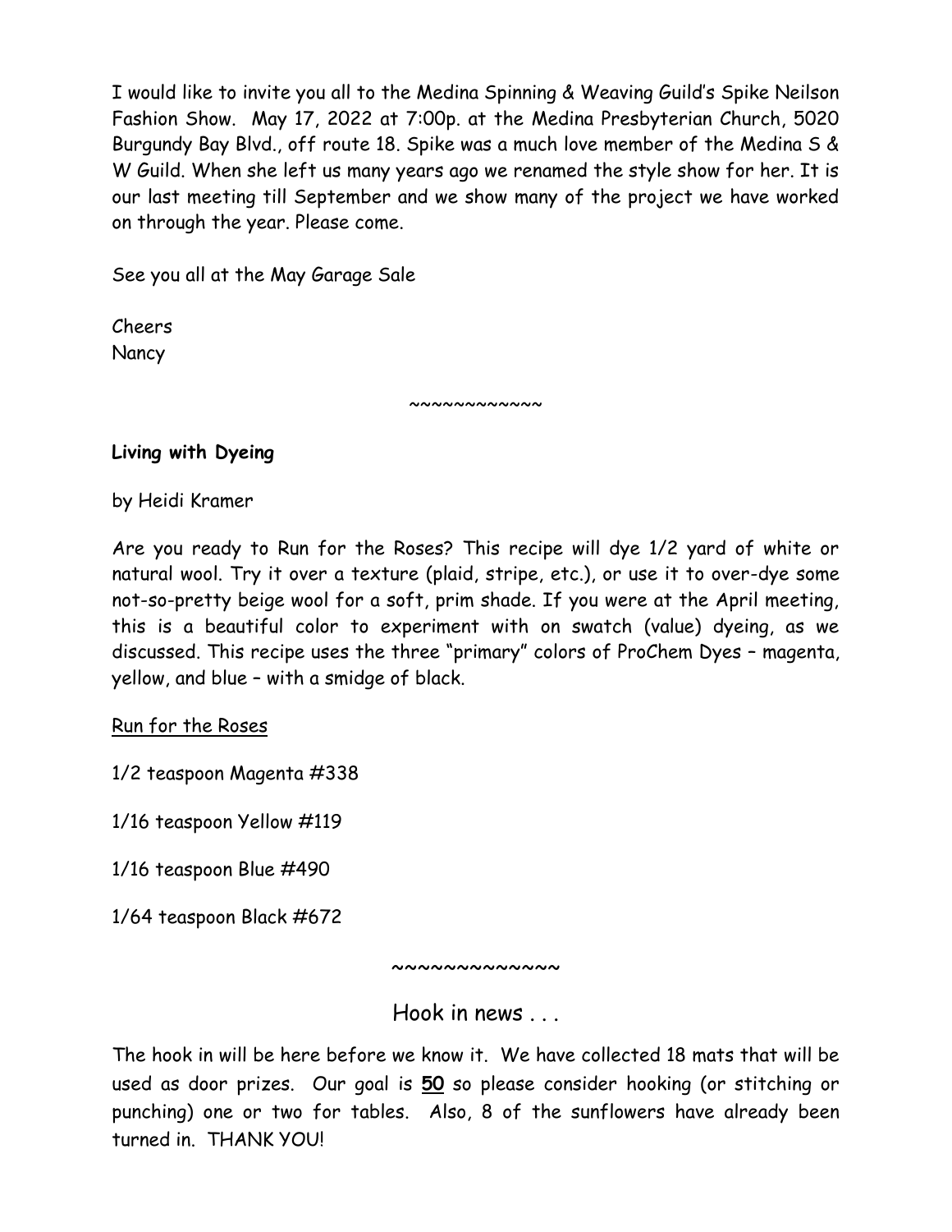I would like to invite you all to the Medina Spinning & Weaving Guild's Spike Neilson Fashion Show. May 17, 2022 at 7:00p. at the Medina Presbyterian Church, 5020 Burgundy Bay Blvd., off route 18. Spike was a much love member of the Medina S & W Guild. When she left us many years ago we renamed the style show for her. It is our last meeting till September and we show many of the project we have worked on through the year. Please come.

See you all at the May Garage Sale

Cheers
Nancy

~~~~~~~~~~~~

**Living with Dyeing**

by Heidi Kramer

Are you ready to Run for the Roses? This recipe will dye 1/2 yard of white or natural wool. Try it over a texture (plaid, stripe, etc.), or use it to over-dye some not-so-pretty beige wool for a soft, prim shade. If you were at the April meeting, this is a beautiful color to experiment with on swatch (value) dyeing, as we discussed. This recipe uses the three "primary" colors of ProChem Dyes – magenta, yellow, and blue – with a smidge of black.

<u>Run for the Roses</u>

1/2 teaspoon Magenta #338

1/16 teaspoon Yellow #119

1/16 teaspoon Blue #490

1/64 teaspoon Black #672

~~~~~~~~~~~~~

## Hook in news . . .

The hook in will be here before we know it. We have collected 18 mats that will be used as door prizes. Our goal is **<u>50</u>** so please consider hooking (or stitching or punching) one or two for tables. Also, 8 of the sunflowers have already been turned in. THANK YOU!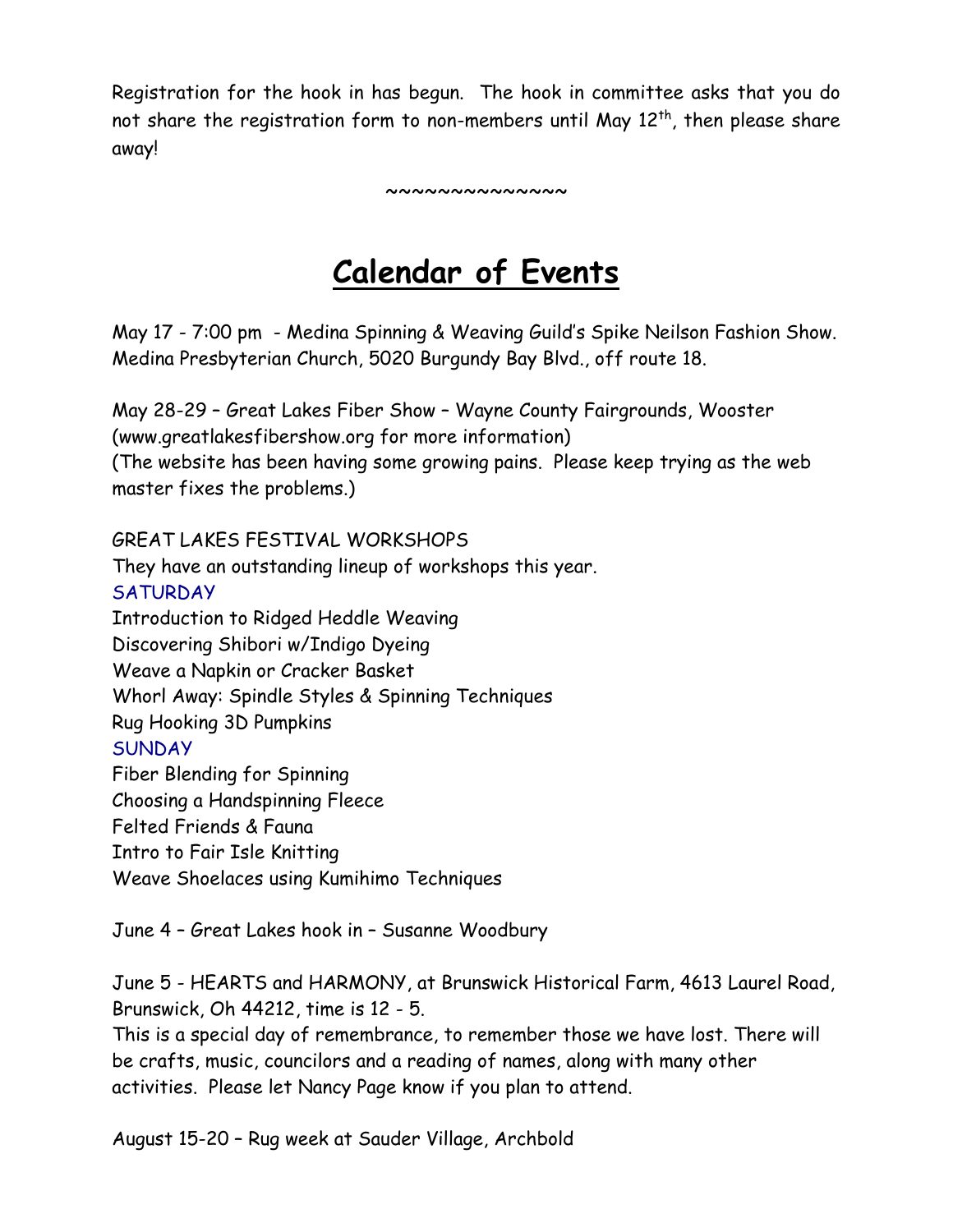Registration for the hook in has begun. The hook in committee asks that you do not share the registration form to non-members until May 12th, then please share away!

~~~~~~~~~~~~~~

# Calendar of Events

May 17 - 7:00 pm - Medina Spinning & Weaving Guild's Spike Neilson Fashion Show. Medina Presbyterian Church, 5020 Burgundy Bay Blvd., off route 18.

May 28-29 – Great Lakes Fiber Show – Wayne County Fairgrounds, Wooster (www.greatlakesfibershow.org for more information)
(The website has been having some growing pains. Please keep trying as the web master fixes the problems.)

GREAT LAKES FESTIVAL WORKSHOPS
They have an outstanding lineup of workshops this year.
SATURDAY
Introduction to Ridged Heddle Weaving
Discovering Shibori w/Indigo Dyeing
Weave a Napkin or Cracker Basket
Whorl Away: Spindle Styles & Spinning Techniques
Rug Hooking 3D Pumpkins
SUNDAY
Fiber Blending for Spinning
Choosing a Handspinning Fleece
Felted Friends & Fauna
Intro to Fair Isle Knitting
Weave Shoelaces using Kumihimo Techniques

June 4 – Great Lakes hook in – Susanne Woodbury

June 5 - HEARTS and HARMONY, at Brunswick Historical Farm, 4613 Laurel Road, Brunswick, Oh 44212, time is 12 - 5.
This is a special day of remembrance, to remember those we have lost. There will be crafts, music, councilors and a reading of names, along with many other activities. Please let Nancy Page know if you plan to attend.

August 15-20 – Rug week at Sauder Village, Archbold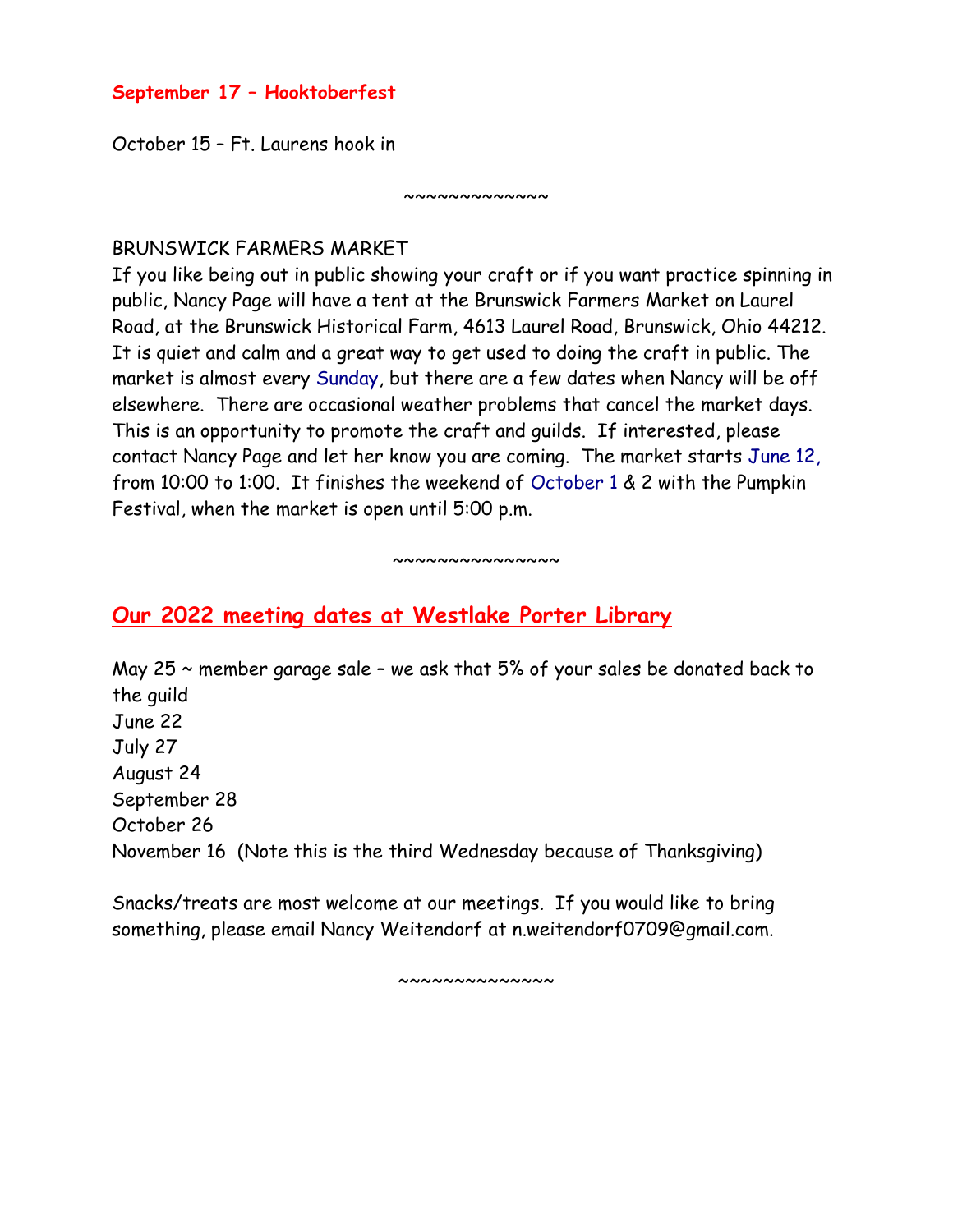**September 17 – Hooktoberfest**

October 15 – Ft. Laurens hook in

~~~~~~~~~~~~~~

BRUNSWICK FARMERS MARKET

If you like being out in public showing your craft or if you want practice spinning in public, Nancy Page will have a tent at the Brunswick Farmers Market on Laurel Road, at the Brunswick Historical Farm, 4613 Laurel Road, Brunswick, Ohio 44212. It is quiet and calm and a great way to get used to doing the craft in public. The market is almost every Sunday, but there are a few dates when Nancy will be off elsewhere. There are occasional weather problems that cancel the market days. This is an opportunity to promote the craft and guilds. If interested, please contact Nancy Page and let her know you are coming. The market starts June 12, from 10:00 to 1:00. It finishes the weekend of October 1 & 2 with the Pumpkin Festival, when the market is open until 5:00 p.m.

~~~~~~~~~~~~~~~

## Our 2022 meeting dates at Westlake Porter Library

May 25 ~ member garage sale – we ask that 5% of your sales be donated back to the guild
June 22
July 27
August 24
September 28
October 26
November 16 (Note this is the third Wednesday because of Thanksgiving)

Snacks/treats are most welcome at our meetings. If you would like to bring something, please email Nancy Weitendorf at n.weitendorf0709@gmail.com.

~~~~~~~~~~~~~~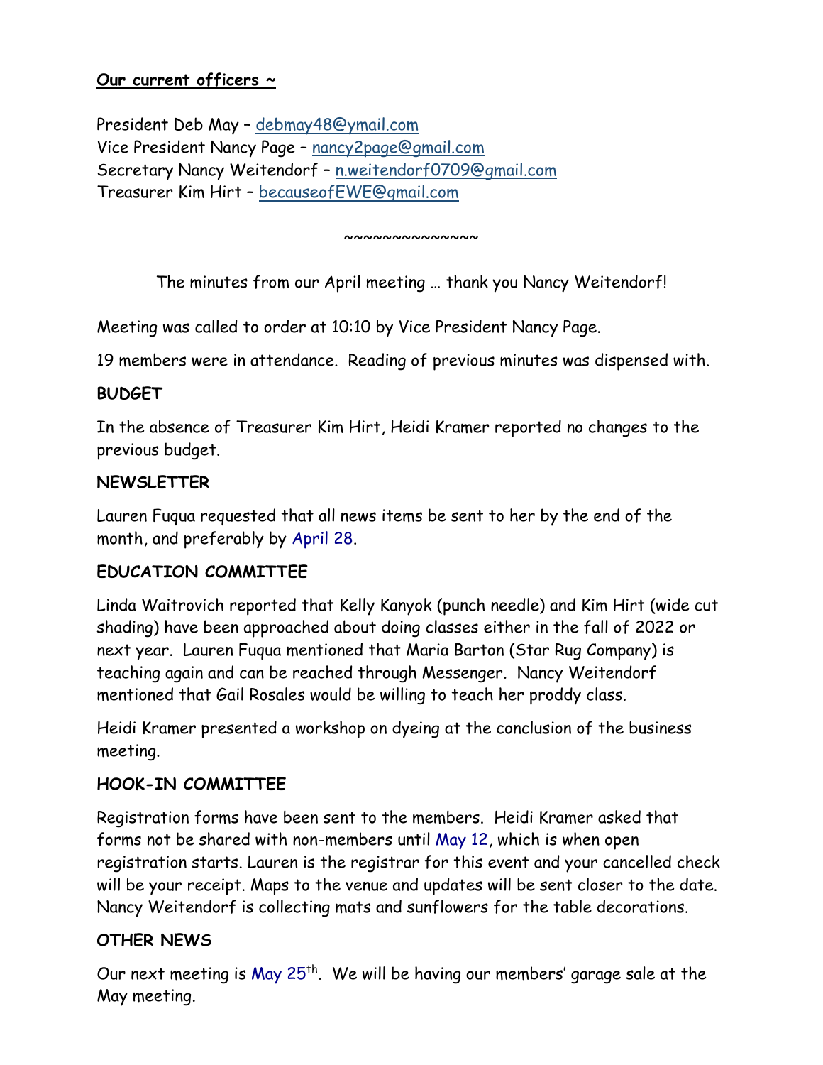**Our current officers ~**

President Deb May – debmay48@ymail.com
Vice President Nancy Page – nancy2page@gmail.com
Secretary Nancy Weitendorf – n.weitendorf0709@gmail.com
Treasurer Kim Hirt – becauseofEWE@gmail.com

~~~~~~~~~~~~~~

The minutes from our April meeting … thank you Nancy Weitendorf!

Meeting was called to order at 10:10 by Vice President Nancy Page.

19 members were in attendance. Reading of previous minutes was dispensed with.

**BUDGET**

In the absence of Treasurer Kim Hirt, Heidi Kramer reported no changes to the previous budget.

**NEWSLETTER**

Lauren Fuqua requested that all news items be sent to her by the end of the month, and preferably by April 28.

**EDUCATION COMMITTEE**

Linda Waitrovich reported that Kelly Kanyok (punch needle) and Kim Hirt (wide cut shading) have been approached about doing classes either in the fall of 2022 or next year. Lauren Fuqua mentioned that Maria Barton (Star Rug Company) is teaching again and can be reached through Messenger. Nancy Weitendorf mentioned that Gail Rosales would be willing to teach her proddy class.

Heidi Kramer presented a workshop on dyeing at the conclusion of the business meeting.

**HOOK-IN COMMITTEE**

Registration forms have been sent to the members. Heidi Kramer asked that forms not be shared with non-members until May 12, which is when open registration starts. Lauren is the registrar for this event and your cancelled check will be your receipt. Maps to the venue and updates will be sent closer to the date. Nancy Weitendorf is collecting mats and sunflowers for the table decorations.

**OTHER NEWS**

Our next meeting is May 25th. We will be having our members' garage sale at the May meeting.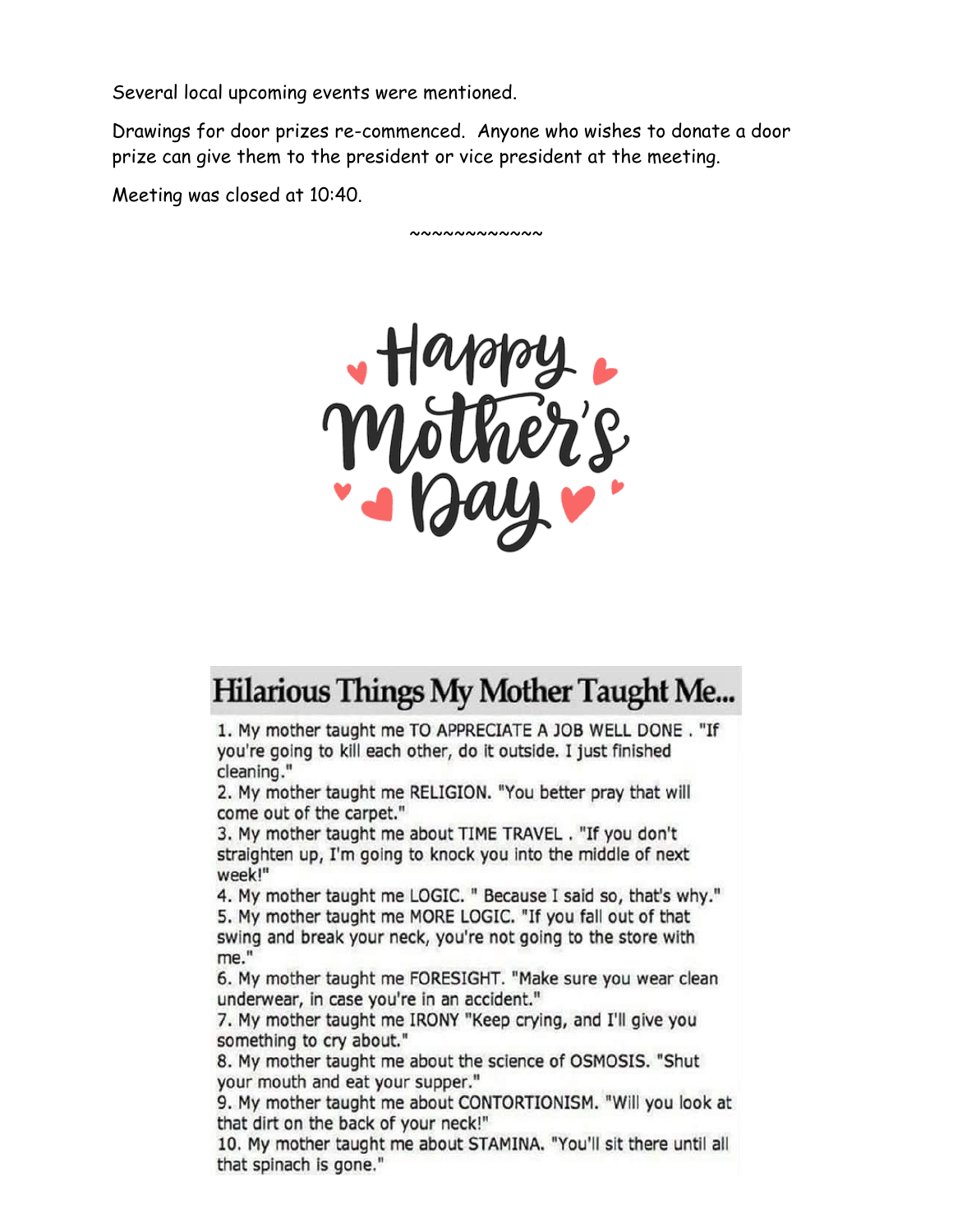Several local upcoming events were mentioned.

Drawings for door prizes re-commenced. Anyone who wishes to donate a door prize can give them to the president or vice president at the meeting.

Meeting was closed at 10:40.

~~~~~~~~~~~~

Happy Mother's Day

## Hilarious Things My Mother Taught Me...

1. My mother taught me TO APPRECIATE A JOB WELL DONE . "If you're going to kill each other, do it outside. I just finished cleaning."
2. My mother taught me RELIGION. "You better pray that will come out of the carpet."
3. My mother taught me about TIME TRAVEL . "If you don't straighten up, I'm going to knock you into the middle of next week!"
4. My mother taught me LOGIC. " Because I said so, that's why."
5. My mother taught me MORE LOGIC. "If you fall out of that swing and break your neck, you're not going to the store with me."
6. My mother taught me FORESIGHT. "Make sure you wear clean underwear, in case you're in an accident."
7. My mother taught me IRONY "Keep crying, and I'll give you something to cry about."
8. My mother taught me about the science of OSMOSIS. "Shut your mouth and eat your supper."
9. My mother taught me about CONTORTIONISM. "Will you look at that dirt on the back of your neck!"
10. My mother taught me about STAMINA. "You'll sit there until all that spinach is gone."